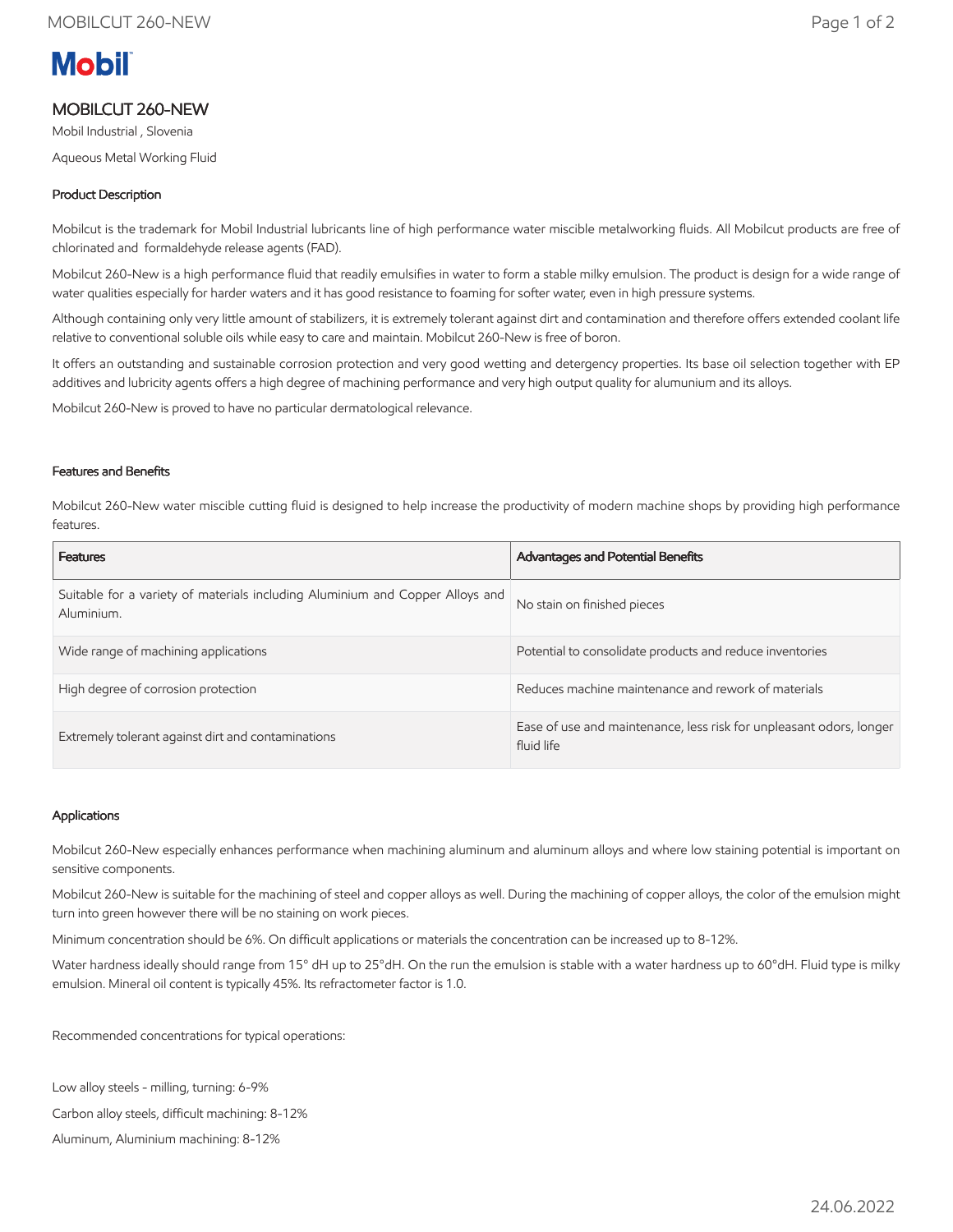# MOBILCUT 260-NEW

Mobil Industrial , Slovenia

Aqueous Metal Working Fluid

## Product Description

Mobilcut is the trademark for Mobil Industrial lubricants line of high performance water miscible metalworking fluids. All Mobilcut products are free of chlorinated and formaldehyde release agents (FAD).

Mobilcut 260-New is a high performance fluid that readily emulsifies in water to form a stable milky emulsion. The product is design for a wide range of water qualities especially for harder waters and it has good resistance to foaming for softer water, even in high pressure systems.

Although containing only very little amount of stabilizers, it is extremely tolerant against dirt and contamination and therefore offers extended coolant life relative to conventional soluble oils while easy to care and maintain. Mobilcut 260-New is free of boron.

It offers an outstanding and sustainable corrosion protection and very good wetting and detergency properties. Its base oil selection together with EP additives and lubricity agents offers a high degree of machining performance and very high output quality for alumunium and its alloys.

Mobilcut 260-New is proved to have no particular dermatological relevance.

## Features and Benefits

Mobilcut 260-New water miscible cutting fluid is designed to help increase the productivity of modern machine shops by providing high performance features.

| Features | Advantages and Potential Benefits |
| --- | --- |
| Suitable for a variety of materials including Aluminium and Copper Alloys and Aluminium. | No stain on finished pieces |
| Wide range of machining applications | Potential to consolidate products and reduce inventories |
| High degree of corrosion protection | Reduces machine maintenance and rework of materials |
| Extremely tolerant against dirt and contaminations | Ease of use and maintenance, less risk for unpleasant odors, longer fluid life |

## Applications

Mobilcut 260-New especially enhances performance when machining aluminum and aluminum alloys and where low staining potential is important on sensitive components.

Mobilcut 260-New is suitable for the machining of steel and copper alloys as well. During the machining of copper alloys, the color of the emulsion might turn into green however there will be no staining on work pieces.

Minimum concentration should be 6%. On difficult applications or materials the concentration can be increased up to 8-12%.

Water hardness ideally should range from 15° dH up to 25°dH. On the run the emulsion is stable with a water hardness up to 60°dH. Fluid type is milky emulsion. Mineral oil content is typically 45%. Its refractometer factor is 1.0.

Recommended concentrations for typical operations:

Low alloy steels - milling, turning: 6-9%

Carbon alloy steels, difficult machining: 8-12%

Aluminum, Aluminium machining: 8-12%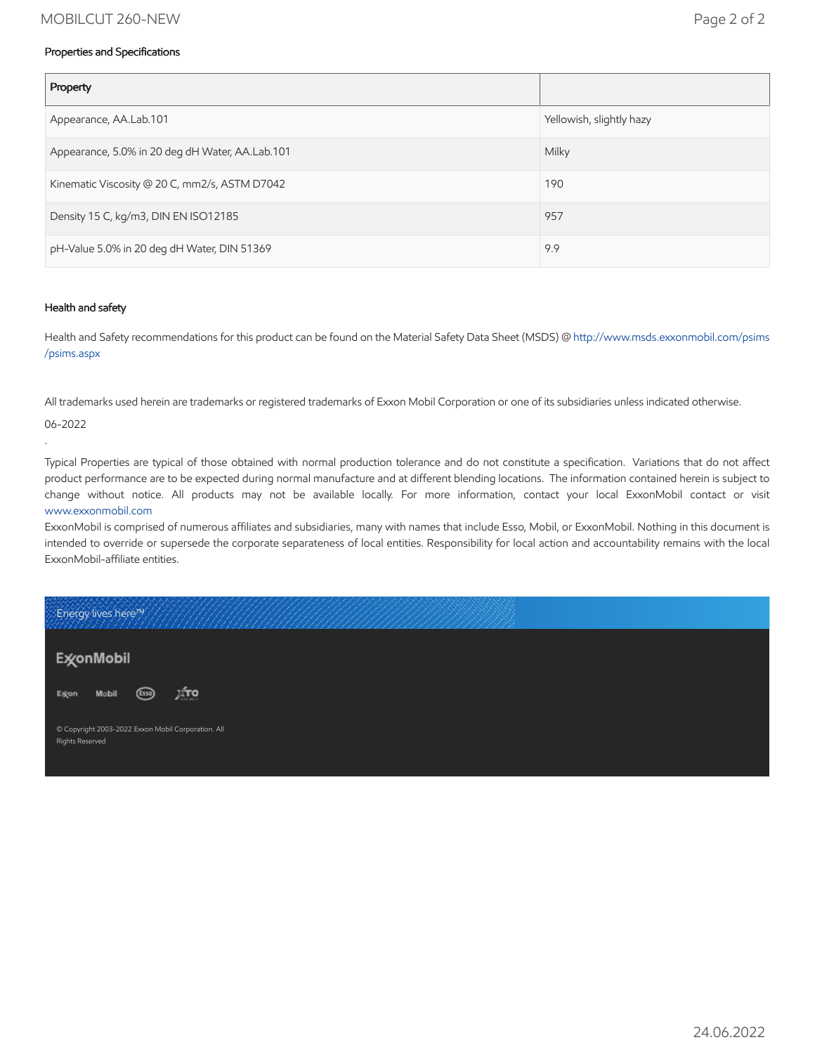### Properties and Specifications

| Property | |
|---|---|
| Appearance, AA.Lab.101 | Yellowish, slightly hazy |
| Appearance, 5.0% in 20 deg dH Water, AA.Lab.101 | Milky |
| Kinematic Viscosity @ 20 C, mm2/s, ASTM D7042 | 190 |
| Density 15 C, kg/m3, DIN EN ISO12185 | 957 |
| pH-Value 5.0% in 20 deg dH Water, DIN 51369 | 9.9 |

### Health and safety

Health and Safety recommendations for this product can be found on the Material Safety Data Sheet (MSDS) @ http://www.msds.exxonmobil.com/psims/psims.aspx

All trademarks used herein are trademarks or registered trademarks of Exxon Mobil Corporation or one of its subsidiaries unless indicated otherwise.

06-2022

.

Typical Properties are typical of those obtained with normal production tolerance and do not constitute a specification. Variations that do not affect product performance are to be expected during normal manufacture and at different blending locations. The information contained herein is subject to change without notice. All products may not be available locally. For more information, contact your local ExxonMobil contact or visit www.exxonmobil.com

ExxonMobil is comprised of numerous affiliates and subsidiaries, many with names that include Esso, Mobil, or ExxonMobil. Nothing in this document is intended to override or supersede the corporate separateness of local entities. Responsibility for local action and accountability remains with the local ExxonMobil-affiliate entities.

Energy lives here™

ExxonMobil

Exxon Mobil Esso XTO

© Copyright 2003-2022 Exxon Mobil Corporation. All Rights Reserved

24.06.2022